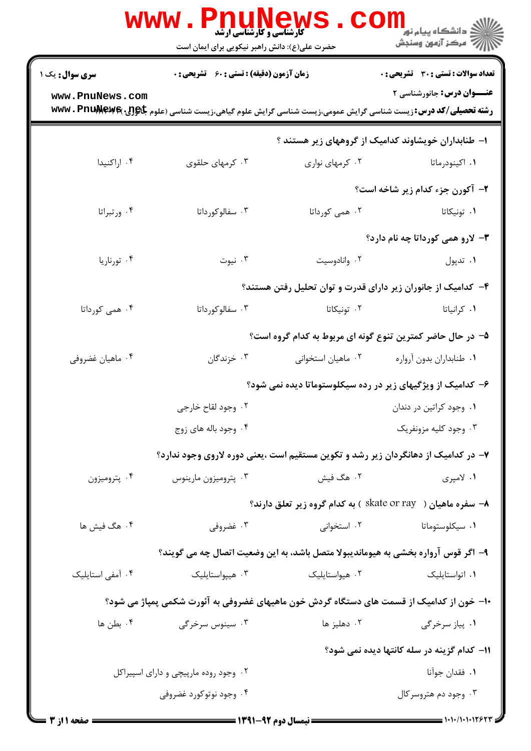**کارشناسی و کارشناسی ارشد**

حضرت علی(ع): دانش راهبر نیکویی برای ایمان است

دانشگاه پیام نور
مرکز آزمون وسنجش

**سری سوال:** یک ۱ | **زمان آزمون (دقیقه) : تستی : ۶۰ تشریحی : ۰** | **تعداد سوالات : تستی : ۳۰ تشریحی : ۰**

**عنـــوان درس:** جانورشناسی ۲

**رشته تحصیلی/کد درس:** زیست شناسی گرایش عمومی،زیست شناسی گرایش علوم گیاهی،زیست شناسی (علوم جانوری) ۱۱۱۱۰۴۶

**۱- طنابداران خویشاوند کدامیک از گروههای زیر هستند ؟**

۱. اکینودرماتا
۲. کرمهای نواری
۳. کرمهای حلقوی
۴. اراکنیدا

**۲- آکورن جزء کدام زیر شاخه است؟**

۱. تونیکاتا
۲. همی کورداتا
۳. سفالوکورداتا
۴. ورتبراتا

**۳- لارو همی کورداتا چه نام دارد؟**

۱. تدپول
۲. وانادوسیت
۳. نیوت
۴. تورناریا

**۴- کدامیک از جانوران زیر دارای قدرت و توان تحلیل رفتن هستند؟**

۱. کرانیاتا
۲. تونیکاتا
۳. سفالوکورداتا
۴. همی کورداتا

**۵- در حال حاضر کمترین تنوع گونه ای مربوط به کدام گروه است؟**

۱. طنابداران بدون آرواره
۲. ماهیان استخوانی
۳. خزندگان
۴. ماهیان غضروفی

**۶- کدامیک از ویژگیهای زیر در رده سیکلوستوماتا دیده نمی شود؟**

۱. وجود کراتین در دندان
۲. وجود لقاح خارجی
۳. وجود کلیه مزونفریک
۴. وجود باله های زوج

**۷- در کدامیک از دهانگردان زیر رشد و تکوین مستقیم است ،یعنی دوره لاروی وجود ندارد؟**

۱. لامپری
۲. هگ فیش
۳. پترومیزون مارینوس
۴. پترومیزون

**۸- سفره ماهیان ( skate or ray ) به کدام گروه زیر تعلق دارند؟**

۱. سیکلوستوماتا
۲. استخوانی
۳. غضروفی
۴. هگ فیش ها

**۹- اگر قوس آرواره بخشی به هیوماندیبولا متصل باشد، به این وضعیت اتصال چه می گویند؟**

۱. اتواستایلیک
۲. هیواستایلیک
۳. هیپواستایلیک
۴. آمفی استایلیک

**۱۰- خون از کدامیک از قسمت های دستگاه گردش خون ماهیهای غضروفی به آئورت شکمی پمپاژ می شود؟**

۱. پیاز سرخرگی
۲. دهلیز ها
۳. سینوس سرخرگی
۴. بطن ها

**۱۱- کدام گزینه در سله کانتها دیده نمی شود؟**

۱. فقدان جوآنا
۲. وجود روده مارپیچی و دارای اسپیراکل
۳. وجود دم هتروسرکال
۴. وجود نوتوکورد غضروفی

**نیمسال دوم ۹۲-۱۳۹۱**

۱۰۱۰/۱۰۱۰۱۲۶۲۳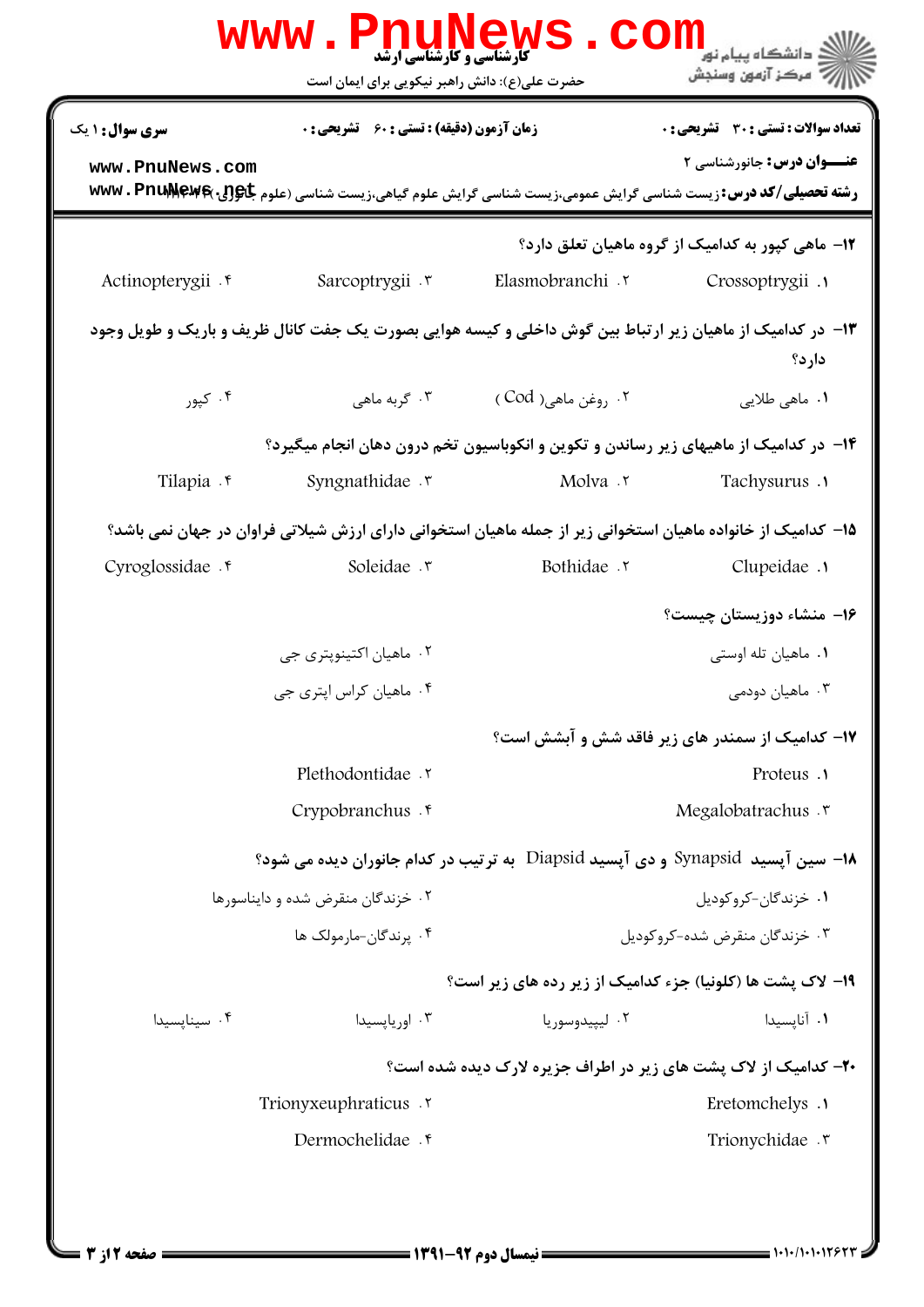**سری سوال:** ۱ یک

**زمان آزمون (دقیقه) : تستی :** ۶۰ **تشریحی :** ۰

**تعداد سوالات : تستی :** ۳۰ **تشریحی :** ۰

**عنـــوان درس:** جانورشناسی ۲

**رشته تحصیلی/کد درس:** زیست شناسی گرایش عمومی،زیست شناسی گرایش علوم گیاهی،زیست شناسی (علوم جانوری) ۱۱۱۲۱۴۳

۱۲- ماهی کپور به کدامیک از گروه ماهیان تعلق دارد؟

۱. Crossoptrygii
۲. Elasmobranchi
۳. Sarcoptrygii
۴. Actinopterygii

۱۳- در کدامیک از ماهیان زیر ارتباط بین گوش داخلی و کیسه هوایی بصورت یک جفت کانال ظریف و باریک و طویل وجود دارد؟

۱. ماهی طلایی
۲. روغن ماهی( Cod )
۳. گربه ماهی
۴. کپور

۱۴- در کدامیک از ماهیهای زیر رساندن و تکوین و انکوباسیون تخم درون دهان انجام میگیرد؟

۱. Tachysurus
۲. Molva
۳. Syngnathidae
۴. Tilapia

۱۵- کدامیک از خانواده ماهیان استخوانی زیر از جمله ماهیان استخوانی دارای ارزش شیلاتی فراوان در جهان نمی باشد؟

۱. Clupeidae
۲. Bothidae
۳. Soleidae
۴. Cyroglossidae

۱۶- منشاء دوزیستان چیست؟

۱. ماهیان تله اوستی
۲. ماهیان اکتینوپتری جی
۳. ماهیان دودمی
۴. ماهیان کراس اپتری جی

۱۷- کدامیک از سمندر های زیر فاقد شش و آبشش است؟

۱. Proteus
۲. Plethodontidae
۳. Megalobatrachus
۴. Crypobranchus

۱۸- سین آپسید Synapsid و دی آپسید Diapsid به ترتیب در کدام جانوران دیده می شود؟

۱. خزندگان-کروکودیل
۲. خزندگان منقرض شده و دایناسورها
۳. خزندگان منقرض شده-کروکودیل
۴. پرندگان-مارمولک ها

۱۹- لاک پشت ها (کلونیا) جزء کدامیک از زیر رده های زیر است؟

۱. آناپسیدا
۲. لیپیدوسوریا
۳. اوریاپسیدا
۴. سیناپسیدا

۲۰- کدامیک از لاک پشت های زیر در اطراف جزیره لارک دیده شده است؟

۱. Eretomchelys
۲. Trionyxeuphraticus
۳. Trionychidae
۴. Dermochelidae

**نیمسال دوم ۹۲-۱۳۹۱**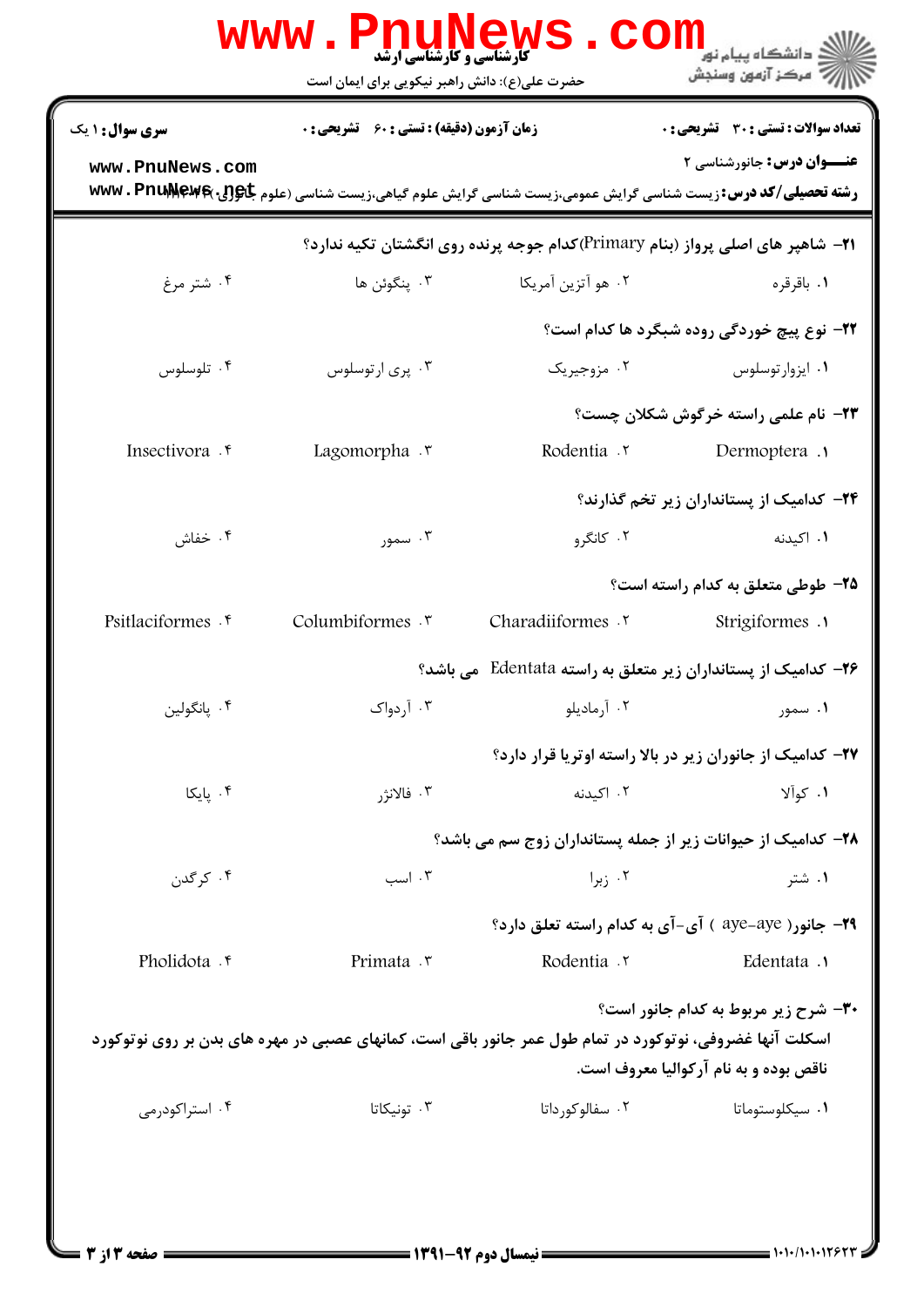۲۱- شاهپر های اصلی پرواز (بنام Primary)کدام جوجه پرنده روی انگشتان تکیه ندارد؟

۱. باقرقره
۲. هو آتزین آمریکا
۳. پنگوئن ها
۴. شتر مرغ

۲۲- نوع پیچ خوردگی روده شبگرد ها کدام است؟

۱. ایزوارتوسلوس
۲. مزوجیریک
۳. پری ارتوسلوس
۴. تلوسلوس

۲۳- نام علمی راسته خرگوش شکلان چست؟

۱. Dermoptera
۲. Rodentia
۳. Lagomorpha
۴. Insectivora

۲۴- کدامیک از پستانداران زیر تخم گذارند؟

۱. اکیدنه
۲. کانگرو
۳. سمور
۴. خفاش

۲۵- طوطی متعلق به کدام راسته است؟

۱. Strigiformes
۲. Charadiiformes
۳. Columbiformes
۴. Psitlaciformes

۲۶- کدامیک از پستانداران زیر متعلق به راسته Edentata می باشد؟

۱. سمور
۲. آرمادیلو
۳. آردواک
۴. پانگولین

۲۷- کدامیک از جانوران زیر در بالا راسته اوتریا قرار دارد؟

۱. کوآلا
۲. اکیدنه
۳. فالانژر
۴. پایکا

۲۸- کدامیک از حیوانات زیر از جمله پستانداران زوج سم می باشد؟

۱. شتر
۲. زبرا
۳. اسب
۴. کرگدن

۲۹- جانور( aye-aye ) آی-آی به کدام راسته تعلق دارد؟

۱. Edentata
۲. Rodentia
۳. Primata
۴. Pholidota

۳۰- شرح زیر مربوط به کدام جانور است؟

اسکلت آنها غضروفی، نوتوکورد در تمام طول عمر جانور باقی است، کمانهای عصبی در مهره های بدن بر روی نوتوکورد ناقص بوده و به نام آرکوالیا معروف است.

۱. سیکلوستوماتا
۲. سفالوکورداتا
۳. تونیکاتا
۴. استراکودرمی